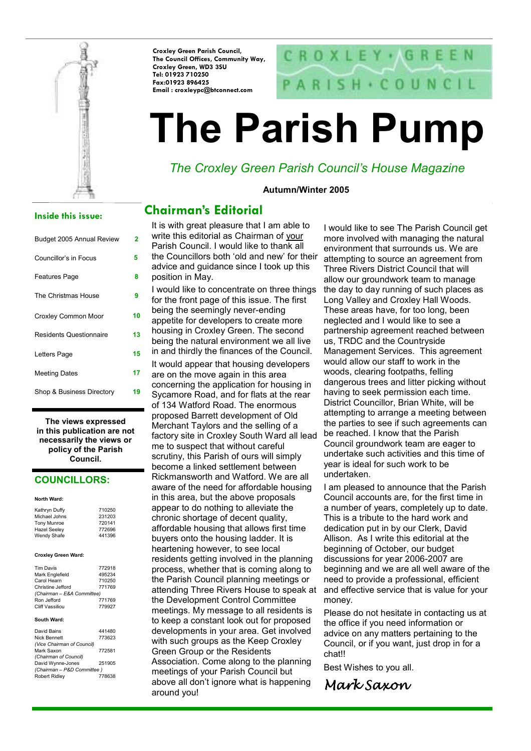**Croxley Green Parish Council,**
**The Council Offices, Community Way,**
**Croxley Green, WD3 3SU**
**Tel: 01923 710250**
**Fax:01923 896425**
**Email : croxleypc@btconnect.com**

CROXLEY • GREEN PARISH • COUNCIL

# The Parish Pump

*The Croxley Green Parish Council's House Magazine*

**Autumn/Winter 2005**

## Inside this issue:

| | |
|---|---|
| Budget 2005 Annual Review | 2 |
| Councillor's in Focus | 5 |
| Features Page | 8 |
| The Christmas House | 9 |
| Croxley Common Moor | 10 |
| Residents Questionnaire | 13 |
| Letters Page | 15 |
| Meeting Dates | 17 |
| Shop & Business Directory | 19 |

**The views expressed in this publication are not necessarily the views or policy of the Parish Council.**

## COUNCILLORS:

**North Ward:**

| | |
|---|---|
| Kathryn Duffy | 710250 |
| Michael Johns | 231203 |
| Tony Munroe | 720141 |
| Hazel Seeley | 772696 |
| Wendy Shafe | 441396 |

**Croxley Green Ward:**

| | |
|---|---|
| Tim Davis | 772918 |
| Mark Englefield | 495234 |
| Carol Hearn | 710250 |
| Christine Jefford *(Chairman – E&A Committee)* | 771769 |
| Ron Jefford | 771769 |
| Cliff Vassiliou | 779927 |

**South Ward:**

| | |
|---|---|
| David Bains | 441480 |
| Nick Bennett *(Vice Chairman of Council)* | 773623 |
| Mark Saxon *(Chairman of Council)* | 772581 |
| David Wynne-Jones *(Chairman – P&D Committee )* | 251905 |
| Robert Ridley | 778638 |

## Chairman's Editorial

It is with great pleasure that I am able to write this editorial as Chairman of your Parish Council. I would like to thank all the Councillors both 'old and new' for their advice and guidance since I took up this position in May.

I would like to concentrate on three things for the front page of this issue. The first being the seemingly never-ending appetite for developers to create more housing in Croxley Green. The second being the natural environment we all live in and thirdly the finances of the Council.

It would appear that housing developers are on the move again in this area concerning the application for housing in Sycamore Road, and for flats at the rear of 134 Watford Road. The enormous proposed Barrett development of Old Merchant Taylors and the selling of a factory site in Croxley South Ward all lead me to suspect that without careful scrutiny, this Parish of ours will simply become a linked settlement between Rickmansworth and Watford. We are all aware of the need for affordable housing in this area, but the above proposals appear to do nothing to alleviate the chronic shortage of decent quality, affordable housing that allows first time buyers onto the housing ladder. It is heartening however, to see local residents getting involved in the planning process, whether that is coming along to the Parish Council planning meetings or attending Three Rivers House to speak at the Development Control Committee meetings. My message to all residents is to keep a constant look out for proposed developments in your area. Get involved with such groups as the Keep Croxley Green Group or the Residents Association. Come along to the planning meetings of your Parish Council but above all don't ignore what is happening around you!

I would like to see The Parish Council get more involved with managing the natural environment that surrounds us. We are attempting to source an agreement from Three Rivers District Council that will allow our groundwork team to manage the day to day running of such places as Long Valley and Croxley Hall Woods. These areas have, for too long, been neglected and I would like to see a partnership agreement reached between us, TRDC and the Countryside Management Services. This agreement would allow our staff to work in the woods, clearing footpaths, felling dangerous trees and litter picking without having to seek permission each time. District Councillor, Brian White, will be attempting to arrange a meeting between the parties to see if such agreements can be reached. I know that the Parish Council groundwork team are eager to undertake such activities and this time of year is ideal for such work to be undertaken.

I am pleased to announce that the Parish Council accounts are, for the first time in a number of years, completely up to date. This is a tribute to the hard work and dedication put in by our Clerk, David Allison. As I write this editorial at the beginning of October, our budget discussions for year 2006-2007 are beginning and we are all well aware of the need to provide a professional, efficient and effective service that is value for your money.

Please do not hesitate in contacting us at the office if you need information or advice on any matters pertaining to the Council, or if you want, just drop in for a chat!!

Best Wishes to you all.

*Mark Saxon*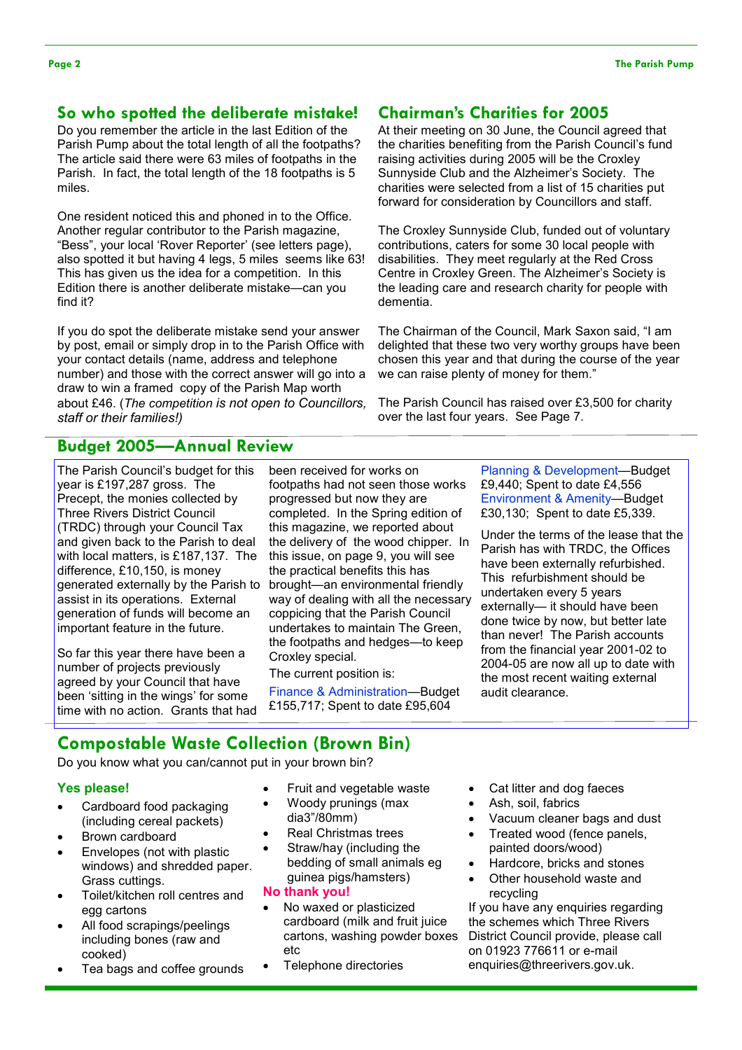## So who spotted the deliberate mistake!

Do you remember the article in the last Edition of the Parish Pump about the total length of all the footpaths? The article said there were 63 miles of footpaths in the Parish. In fact, the total length of the 18 footpaths is 5 miles.

One resident noticed this and phoned in to the Office. Another regular contributor to the Parish magazine, "Bess", your local 'Rover Reporter' (see letters page), also spotted it but having 4 legs, 5 miles seems like 63! This has given us the idea for a competition. In this Edition there is another deliberate mistake—can you find it?

If you do spot the deliberate mistake send your answer by post, email or simply drop in to the Parish Office with your contact details (name, address and telephone number) and those with the correct answer will go into a draw to win a framed copy of the Parish Map worth about £46. (*The competition is not open to Councillors, staff or their families!)*

## Chairman's Charities for 2005

At their meeting on 30 June, the Council agreed that the charities benefiting from the Parish Council's fund raising activities during 2005 will be the Croxley Sunnyside Club and the Alzheimer's Society. The charities were selected from a list of 15 charities put forward for consideration by Councillors and staff.

The Croxley Sunnyside Club, funded out of voluntary contributions, caters for some 30 local people with disabilities. They meet regularly at the Red Cross Centre in Croxley Green. The Alzheimer's Society is the leading care and research charity for people with dementia.

The Chairman of the Council, Mark Saxon said, "I am delighted that these two very worthy groups have been chosen this year and that during the course of the year we can raise plenty of money for them."

The Parish Council has raised over £3,500 for charity over the last four years. See Page 7.

## Budget 2005—Annual Review

The Parish Council's budget for this year is £197,287 gross. The Precept, the monies collected by Three Rivers District Council (TRDC) through your Council Tax and given back to the Parish to deal with local matters, is £187,137. The difference, £10,150, is money generated externally by the Parish to assist in its operations. External generation of funds will become an important feature in the future.

So far this year there have been a number of projects previously agreed by your Council that have been 'sitting in the wings' for some time with no action. Grants that had been received for works on footpaths had not seen those works progressed but now they are completed. In the Spring edition of this magazine, we reported about the delivery of the wood chipper. In this issue, on page 9, you will see the practical benefits this has brought—an environmental friendly way of dealing with all the necessary coppicing that the Parish Council undertakes to maintain The Green, the footpaths and hedges—to keep Croxley special.

The current position is:

Finance & Administration—Budget £155,717; Spent to date £95,604

Planning & Development—Budget £9,440; Spent to date £4,556

Environment & Amenity—Budget £30,130; Spent to date £5,339.

Under the terms of the lease that the Parish has with TRDC, the Offices have been externally refurbished. This refurbishment should be undertaken every 5 years externally— it should have been done twice by now, but better late than never! The Parish accounts from the financial year 2001-02 to 2004-05 are now all up to date with the most recent waiting external audit clearance.

## Compostable Waste Collection (Brown Bin)

Do you know what you can/cannot put in your brown bin?

**Yes please!**

- Cardboard food packaging (including cereal packets)
- Brown cardboard
- Envelopes (not with plastic windows) and shredded paper. Grass cuttings.
- Toilet/kitchen roll centres and egg cartons
- All food scrapings/peelings including bones (raw and cooked)
- Tea bags and coffee grounds
- Fruit and vegetable waste
- Woody prunings (max dia3"/80mm)
- Real Christmas trees
- Straw/hay (including the bedding of small animals eg guinea pigs/hamsters)

**No thank you!**

- No waxed or plasticized cardboard (milk and fruit juice cartons, washing powder boxes etc
- Telephone directories
- Cat litter and dog faeces
- Ash, soil, fabrics
- Vacuum cleaner bags and dust
- Treated wood (fence panels, painted doors/wood)
- Hardcore, bricks and stones
- Other household waste and recycling

If you have any enquiries regarding the schemes which Three Rivers District Council provide, please call on 01923 776611 or e-mail enquiries@threerivers.gov.uk.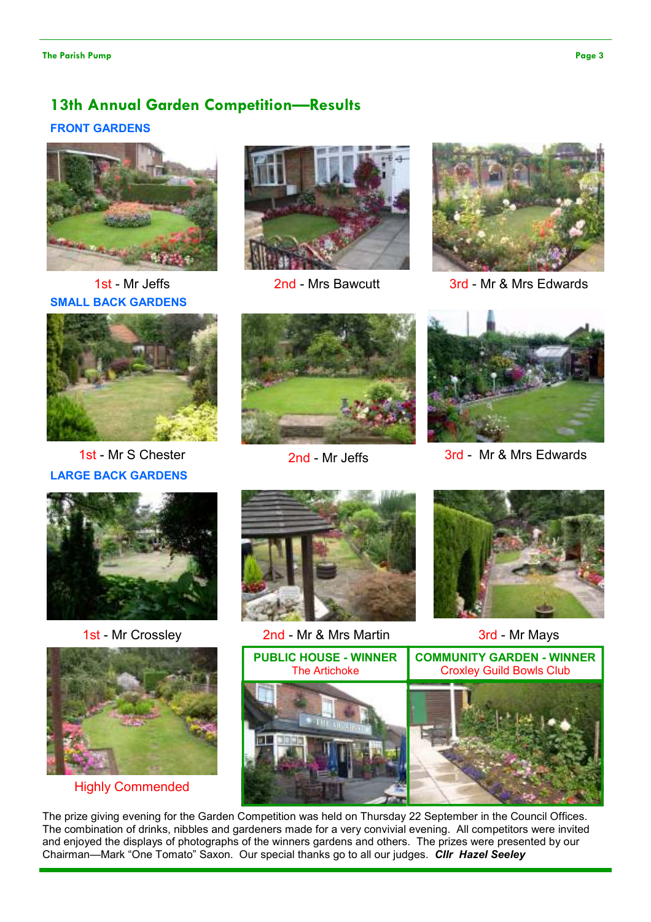## 13th Annual Garden Competition—Results

### FRONT GARDENS

1st - Mr Jeffs

2nd - Mrs Bawcutt

3rd - Mr & Mrs Edwards

### SMALL BACK GARDENS

1st - Mr S Chester

2nd - Mr Jeffs

3rd - Mr & Mrs Edwards

### LARGE BACK GARDENS

1st - Mr Crossley

2nd - Mr & Mrs Martin

3rd - Mr Mays

Highly Commended

**PUBLIC HOUSE - WINNER**
The Artichoke

**COMMUNITY GARDEN - WINNER**
Croxley Guild Bowls Club

The prize giving evening for the Garden Competition was held on Thursday 22 September in the Council Offices. The combination of drinks, nibbles and gardeners made for a very convivial evening. All competitors were invited and enjoyed the displays of photographs of the winners gardens and others. The prizes were presented by our Chairman—Mark "One Tomato" Saxon. Our special thanks go to all our judges. ***Cllr Hazel Seeley***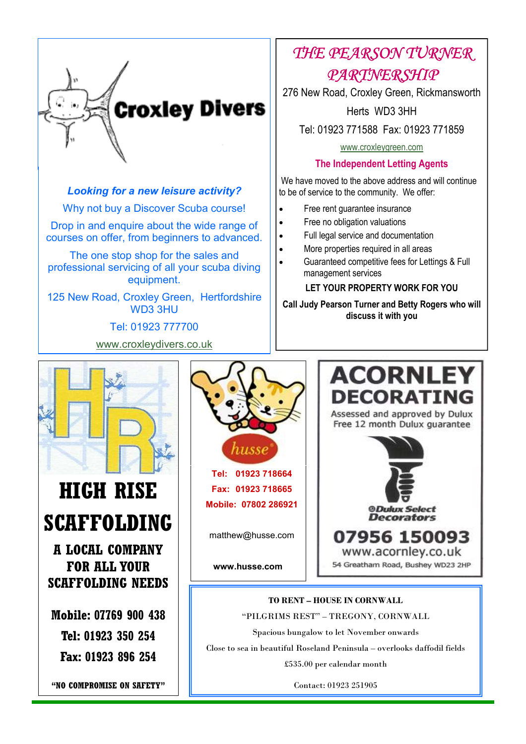## Croxley Divers

***Looking for a new leisure activity?***

Why not buy a Discover Scuba course!

Drop in and enquire about the wide range of courses on offer, from beginners to advanced.

The one stop shop for the sales and professional servicing of all your scuba diving equipment.

125 New Road, Croxley Green, Hertfordshire WD3 3HU

Tel: 01923 777700

www.croxleydivers.co.uk

## *THE PEARSON TURNER PARTNERSHIP*

276 New Road, Croxley Green, Rickmansworth

Herts WD3 3HH

Tel: 01923 771588 Fax: 01923 771859

www.croxleygreen.com

**The Independent Letting Agents**

We have moved to the above address and will continue to be of service to the community. We offer:

- Free rent guarantee insurance
- Free no obligation valuations
- Full legal service and documentation
- More properties required in all areas
- Guaranteed competitive fees for Lettings & Full management services

**LET YOUR PROPERTY WORK FOR YOU**

**Call Judy Pearson Turner and Betty Rogers who will discuss it with you**

## HIGH RISE SCAFFOLDING

**A LOCAL COMPANY FOR ALL YOUR SCAFFOLDING NEEDS**

**Mobile: 07769 900 438**

**Tel: 01923 350 254**

**Fax: 01923 896 254**

**"NO COMPROMISE ON SAFETY"**

## husse

**Tel: 01923 718664**

**Fax: 01923 718665**

**Mobile: 07802 286921**

matthew@husse.com

**www.husse.com**

## ACORNLEY DECORATING

Assessed and approved by Dulux

Free 12 month Dulux guarantee

Dulux Select Decorators

**07956 150093**

www.acornley.co.uk

54 Greatham Road, Bushey WD23 2HP

**TO RENT – HOUSE IN CORNWALL**

"PILGRIMS REST" – TREGONY, CORNWALL

Spacious bungalow to let November onwards

Close to sea in beautiful Roseland Peninsula – overlooks daffodil fields

£535.00 per calendar month

Contact: 01923 251905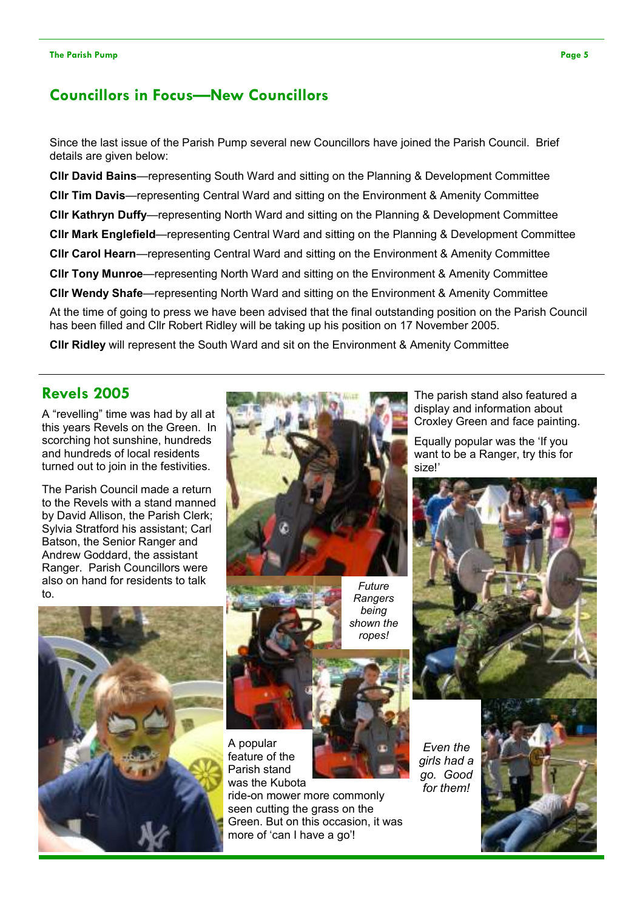## Councillors in Focus—New Councillors

Since the last issue of the Parish Pump several new Councillors have joined the Parish Council. Brief details are given below:

**Cllr David Bains**—representing South Ward and sitting on the Planning & Development Committee

**Cllr Tim Davis**—representing Central Ward and sitting on the Environment & Amenity Committee

**Cllr Kathryn Duffy**—representing North Ward and sitting on the Planning & Development Committee

**Cllr Mark Englefield**—representing Central Ward and sitting on the Planning & Development Committee

**Cllr Carol Hearn**—representing Central Ward and sitting on the Environment & Amenity Committee

**Cllr Tony Munroe**—representing North Ward and sitting on the Environment & Amenity Committee

**Cllr Wendy Shafe**—representing North Ward and sitting on the Environment & Amenity Committee

At the time of going to press we have been advised that the final outstanding position on the Parish Council has been filled and Cllr Robert Ridley will be taking up his position on 17 November 2005.

**Cllr Ridley** will represent the South Ward and sit on the Environment & Amenity Committee

## Revels 2005

A "revelling" time was had by all at this years Revels on the Green. In scorching hot sunshine, hundreds and hundreds of local residents turned out to join in the festivities.

The Parish Council made a return to the Revels with a stand manned by David Allison, the Parish Clerk; Sylvia Stratford his assistant; Carl Batson, the Senior Ranger and Andrew Goddard, the assistant Ranger. Parish Councillors were also on hand for residents to talk to.

*Future Rangers being shown the ropes!*

A popular feature of the Parish stand was the Kubota ride-on mower more commonly seen cutting the grass on the Green. But on this occasion, it was more of 'can I have a go'!

The parish stand also featured a display and information about Croxley Green and face painting.

Equally popular was the 'If you want to be a Ranger, try this for size!'

*Even the girls had a go. Good for them!*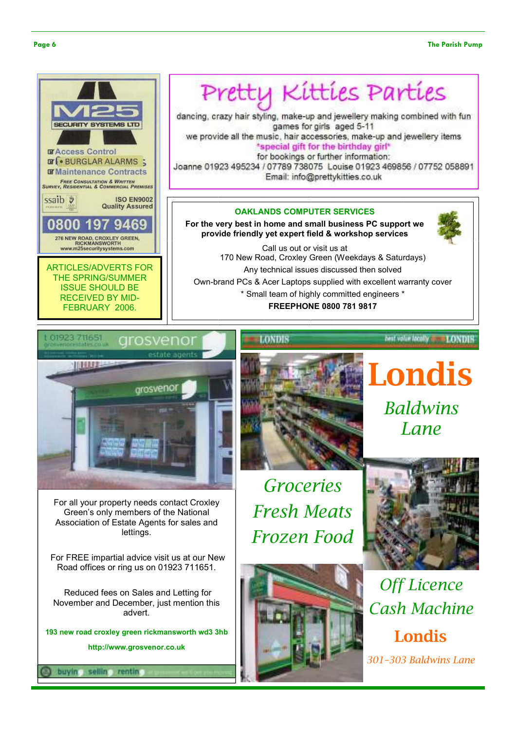## M25 SECURITY SYSTEMS LTD

- Access Control
- BURGLAR ALARMS
- Maintenance Contracts

FREE CONSULTATION & WRITTEN SURVEY, RESIDENTIAL & COMMERCIAL PREMISES

ssaib — ISO EN9002 Quality Assured

**0800 197 9469**

276 NEW ROAD, CROXLEY GREEN, RICKMANSWORTH
www.m25securitysystems.com

---

ARTICLES/ADVERTS FOR THE SPRING/SUMMER ISSUE SHOULD BE RECEIVED BY MID-FEBRUARY 2006.

---

## Pretty Kitties Parties

dancing, crazy hair styling, make-up and jewellery making combined with fun games for girls aged 5-11

we provide all the music, hair accessories, make-up and jewellery items

*special gift for the birthday girl*

for bookings or further information:

Joanne 01923 495234 / 07789 738075 Louise 01923 469856 / 07752 058891

Email: info@prettykitties.co.uk

---

### OAKLANDS COMPUTER SERVICES

**For the very best in home and small business PC support we provide friendly yet expert field & workshop services**

Call us out or visit us at
170 New Road, Croxley Green (Weekdays & Saturdays)

Any technical issues discussed then solved

Own-brand PCs & Acer Laptops supplied with excellent warranty cover

* Small team of highly committed engineers *

**FREEPHONE 0800 781 9817**

---

## grosvenor estate agents

t 01923 711651

For all your property needs contact Croxley Green's only members of the National Association of Estate Agents for sales and lettings.

For FREE impartial advice visit us at our New Road offices or ring us on 01923 711651.

Reduced fees on Sales and Letting for November and December, just mention this advert.

193 new road croxley green rickmansworth wd3 3hb

http://www.grosvenor.co.uk

buying selling renting

---

## Londis

*Baldwins Lane*

*Groceries*
*Fresh Meats*
*Frozen Food*

*Off Licence*
*Cash Machine*

**Londis**

*301-303 Baldwins Lane*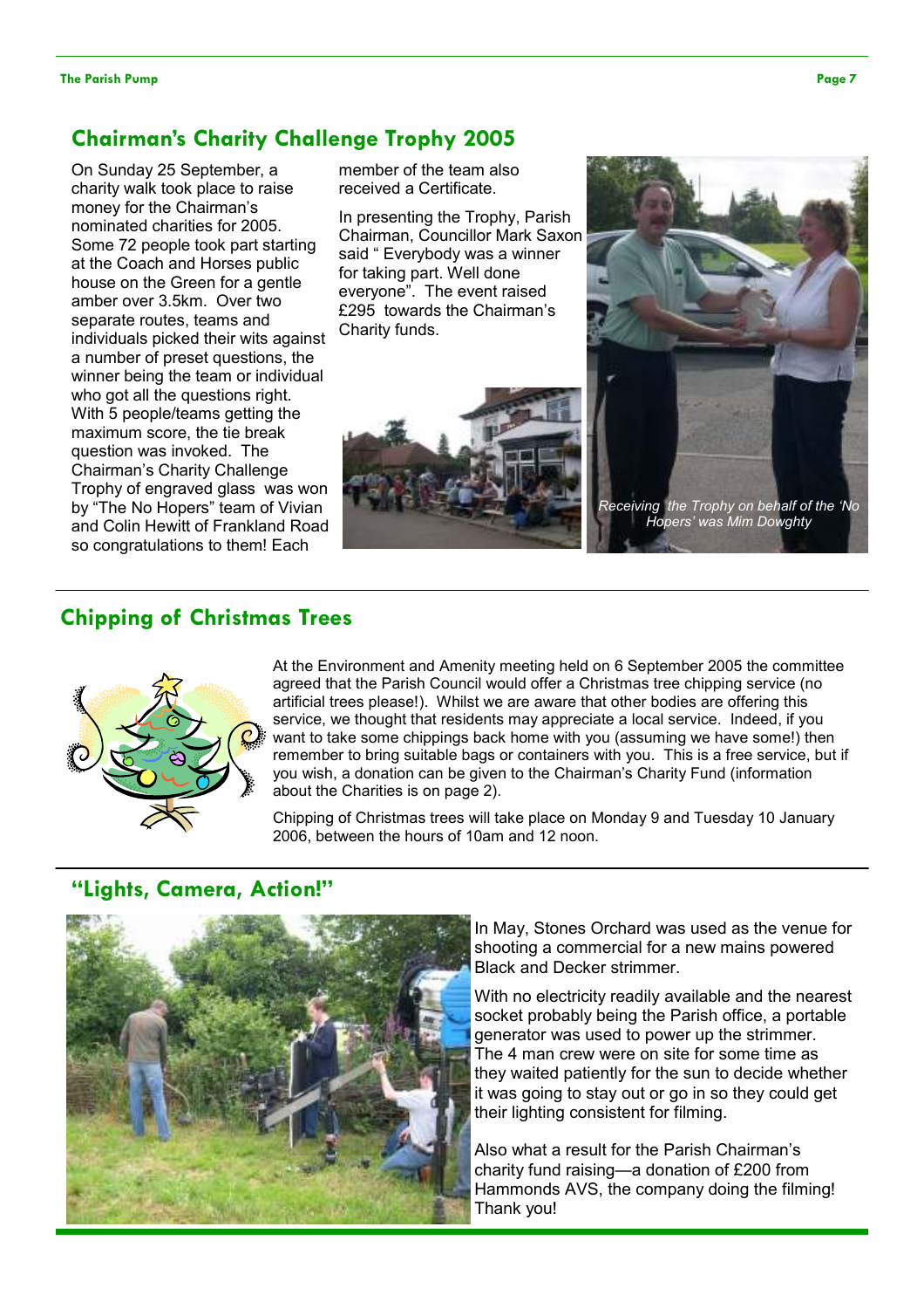## Chairman's Charity Challenge Trophy 2005

On Sunday 25 September, a charity walk took place to raise money for the Chairman's nominated charities for 2005. Some 72 people took part starting at the Coach and Horses public house on the Green for a gentle amber over 3.5km. Over two separate routes, teams and individuals picked their wits against a number of preset questions, the winner being the team or individual who got all the questions right. With 5 people/teams getting the maximum score, the tie break question was invoked. The Chairman's Charity Challenge Trophy of engraved glass was won by "The No Hopers" team of Vivian and Colin Hewitt of Frankland Road so congratulations to them! Each member of the team also received a Certificate.

In presenting the Trophy, Parish Chairman, Councillor Mark Saxon said " Everybody was a winner for taking part. Well done everyone". The event raised £295 towards the Chairman's Charity funds.

*Receiving the Trophy on behalf of the 'No Hopers' was Mim Dowghty*

## Chipping of Christmas Trees

At the Environment and Amenity meeting held on 6 September 2005 the committee agreed that the Parish Council would offer a Christmas tree chipping service (no artificial trees please!). Whilst we are aware that other bodies are offering this service, we thought that residents may appreciate a local service. Indeed, if you want to take some chippings back home with you (assuming we have some!) then remember to bring suitable bags or containers with you. This is a free service, but if you wish, a donation can be given to the Chairman's Charity Fund (information about the Charities is on page 2).

Chipping of Christmas trees will take place on Monday 9 and Tuesday 10 January 2006, between the hours of 10am and 12 noon.

## "Lights, Camera, Action!"

In May, Stones Orchard was used as the venue for shooting a commercial for a new mains powered Black and Decker strimmer.

With no electricity readily available and the nearest socket probably being the Parish office, a portable generator was used to power up the strimmer. The 4 man crew were on site for some time as they waited patiently for the sun to decide whether it was going to stay out or go in so they could get their lighting consistent for filming.

Also what a result for the Parish Chairman's charity fund raising—a donation of £200 from Hammonds AVS, the company doing the filming! Thank you!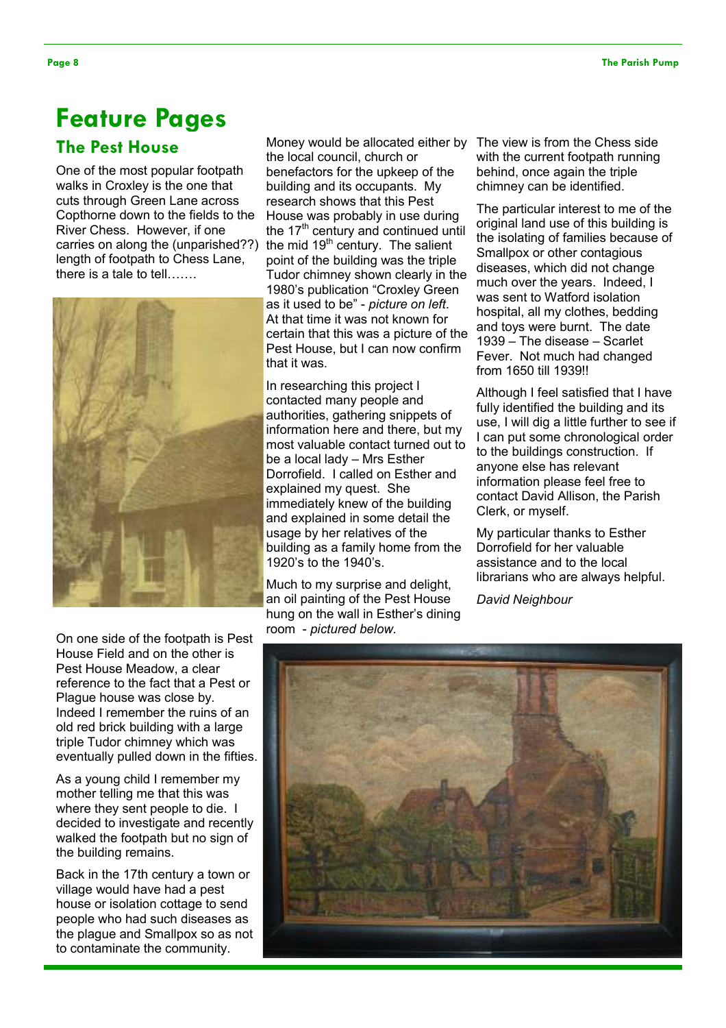# Feature Pages

## The Pest House

One of the most popular footpath walks in Croxley is the one that cuts through Green Lane across Copthorne down to the fields to the River Chess. However, if one carries on along the (unparished??) length of footpath to Chess Lane, there is a tale to tell…….

On one side of the footpath is Pest House Field and on the other is Pest House Meadow, a clear reference to the fact that a Pest or Plague house was close by. Indeed I remember the ruins of an old red brick building with a large triple Tudor chimney which was eventually pulled down in the fifties.

As a young child I remember my mother telling me that this was where they sent people to die. I decided to investigate and recently walked the footpath but no sign of the building remains.

Back in the 17th century a town or village would have had a pest house or isolation cottage to send people who had such diseases as the plague and Smallpox so as not to contaminate the community.

Money would be allocated either by the local council, church or benefactors for the upkeep of the building and its occupants. My research shows that this Pest House was probably in use during the 17th century and continued until the mid 19th century. The salient point of the building was the triple Tudor chimney shown clearly in the 1980's publication "Croxley Green as it used to be" - *picture on left.* At that time it was not known for certain that this was a picture of the Pest House, but I can now confirm that it was.

In researching this project I contacted many people and authorities, gathering snippets of information here and there, but my most valuable contact turned out to be a local lady – Mrs Esther Dorrofield. I called on Esther and explained my quest. She immediately knew of the building and explained in some detail the usage by her relatives of the building as a family home from the 1920's to the 1940's.

Much to my surprise and delight, an oil painting of the Pest House hung on the wall in Esther's dining room - *pictured below.*

The view is from the Chess side with the current footpath running behind, once again the triple chimney can be identified.

The particular interest to me of the original land use of this building is the isolating of families because of Smallpox or other contagious diseases, which did not change much over the years. Indeed, I was sent to Watford isolation hospital, all my clothes, bedding and toys were burnt. The date 1939 – The disease – Scarlet Fever. Not much had changed from 1650 till 1939!!

Although I feel satisfied that I have fully identified the building and its use, I will dig a little further to see if I can put some chronological order to the buildings construction. If anyone else has relevant information please feel free to contact David Allison, the Parish Clerk, or myself.

My particular thanks to Esther Dorrofield for her valuable assistance and to the local librarians who are always helpful.

*David Neighbour*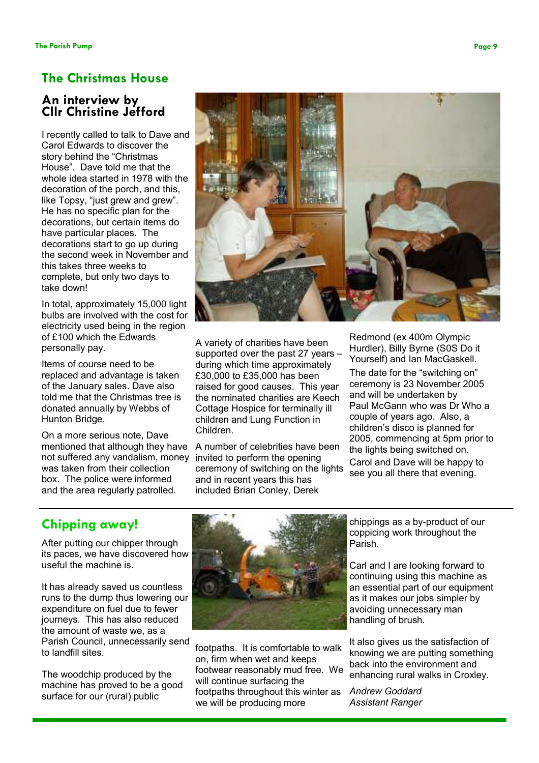## The Christmas House

### An interview by Cllr Christine Jefford

I recently called to talk to Dave and Carol Edwards to discover the story behind the "Christmas House". Dave told me that the whole idea started in 1978 with the decoration of the porch, and this, like Topsy, "just grew and grew". He has no specific plan for the decorations, but certain items do have particular places. The decorations start to go up during the second week in November and this takes three weeks to complete, but only two days to take down!

In total, approximately 15,000 light bulbs are involved with the cost for electricity used being in the region of £100 which the Edwards personally pay.

Items of course need to be replaced and advantage is taken of the January sales. Dave also told me that the Christmas tree is donated annually by Webbs of Hunton Bridge.

On a more serious note, Dave mentioned that although they have not suffered any vandalism, money was taken from their collection box. The police were informed and the area regularly patrolled.

A variety of charities have been supported over the past 27 years – during which time approximately £30,000 to £35,000 has been raised for good causes. This year the nominated charities are Keech Cottage Hospice for terminally ill children and Lung Function in Children.

A number of celebrities have been invited to perform the opening ceremony of switching on the lights and in recent years this has included Brian Conley, Derek Redmond (ex 400m Olympic Hurdler), Billy Byrne (S0S Do it Yourself) and Ian MacGaskell.

The date for the "switching on" ceremony is 23 November 2005 and will be undertaken by Paul McGann who was Dr Who a couple of years ago. Also, a children's disco is planned for 2005, commencing at 5pm prior to the lights being switched on.

Carol and Dave will be happy to see you all there that evening.

## Chipping away!

After putting our chipper through its paces, we have discovered how useful the machine is.

It has already saved us countless runs to the dump thus lowering our expenditure on fuel due to fewer journeys. This has also reduced the amount of waste we, as a Parish Council, unnecessarily send to landfill sites.

The woodchip produced by the machine has proved to be a good surface for our (rural) public footpaths. It is comfortable to walk on, firm when wet and keeps footwear reasonably mud free. We will continue surfacing the footpaths throughout this winter as we will be producing more chippings as a by-product of our coppicing work throughout the Parish.

Carl and I are looking forward to continuing using this machine as an essential part of our equipment as it makes our jobs simpler by avoiding unnecessary man handling of brush.

It also gives us the satisfaction of knowing we are putting something back into the environment and enhancing rural walks in Croxley.

*Andrew Goddard*
*Assistant Ranger*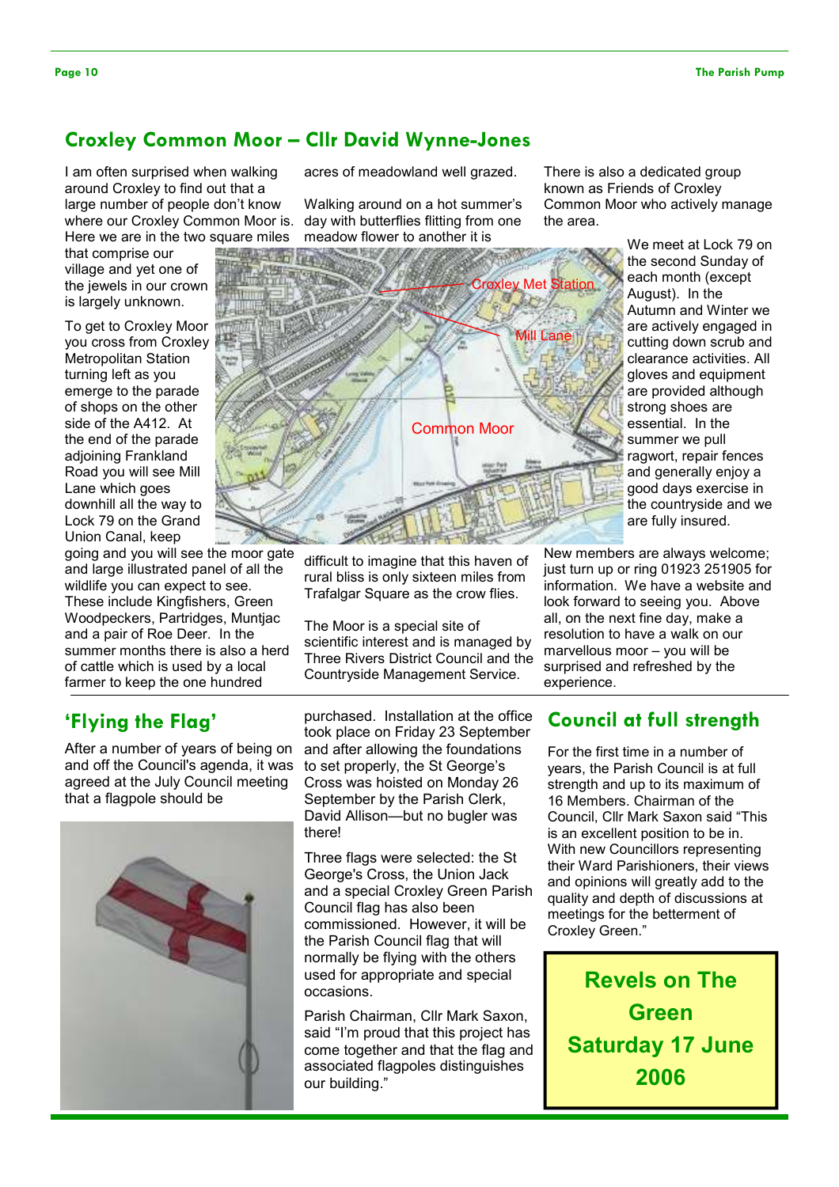## Croxley Common Moor – Cllr David Wynne-Jones

I am often surprised when walking around Croxley to find out that a large number of people don't know where our Croxley Common Moor is. Here we are in the two square miles that comprise our village and yet one of the jewels in our crown is largely unknown.

To get to Croxley Moor you cross from Croxley Metropolitan Station turning left as you emerge to the parade of shops on the other side of the A412. At the end of the parade adjoining Frankland Road you will see Mill Lane which goes downhill all the way to Lock 79 on the Grand Union Canal, keep going and you will see the moor gate and large illustrated panel of all the wildlife you can expect to see. These include Kingfishers, Green Woodpeckers, Partridges, Muntjac and a pair of Roe Deer. In the summer months there is also a herd of cattle which is used by a local farmer to keep the one hundred acres of meadowland well grazed.

Walking around on a hot summer's day with butterflies flitting from one meadow flower to another it is difficult to imagine that this haven of rural bliss is only sixteen miles from Trafalgar Square as the crow flies.

The Moor is a special site of scientific interest and is managed by Three Rivers District Council and the Countryside Management Service.

There is also a dedicated group known as Friends of Croxley Common Moor who actively manage the area.

We meet at Lock 79 on the second Sunday of each month (except August). In the Autumn and Winter we are actively engaged in cutting down scrub and clearance activities. All gloves and equipment are provided although strong shoes are essential. In the summer we pull ragwort, repair fences and generally enjoy a good days exercise in the countryside and we are fully insured.

New members are always welcome; just turn up or ring 01923 251905 for information. We have a website and look forward to seeing you. Above all, on the next fine day, make a resolution to have a walk on our marvellous moor – you will be surprised and refreshed by the experience.

## 'Flying the Flag'

After a number of years of being on and off the Council's agenda, it was agreed at the July Council meeting that a flagpole should be purchased. Installation at the office took place on Friday 23 September and after allowing the foundations to set properly, the St George's Cross was hoisted on Monday 26 September by the Parish Clerk, David Allison—but no bugler was there!

Three flags were selected: the St George's Cross, the Union Jack and a special Croxley Green Parish Council flag has also been commissioned. However, it will be the Parish Council flag that will normally be flying with the others used for appropriate and special occasions.

Parish Chairman, Cllr Mark Saxon, said "I'm proud that this project has come together and that the flag and associated flagpoles distinguishes our building."

## Council at full strength

For the first time in a number of years, the Parish Council is at full strength and up to its maximum of 16 Members. Chairman of the Council, Cllr Mark Saxon said "This is an excellent position to be in. With new Councillors representing their Ward Parishioners, their views and opinions will greatly add to the quality and depth of discussions at meetings for the betterment of Croxley Green."

**Revels on The Green**
**Saturday 17 June 2006**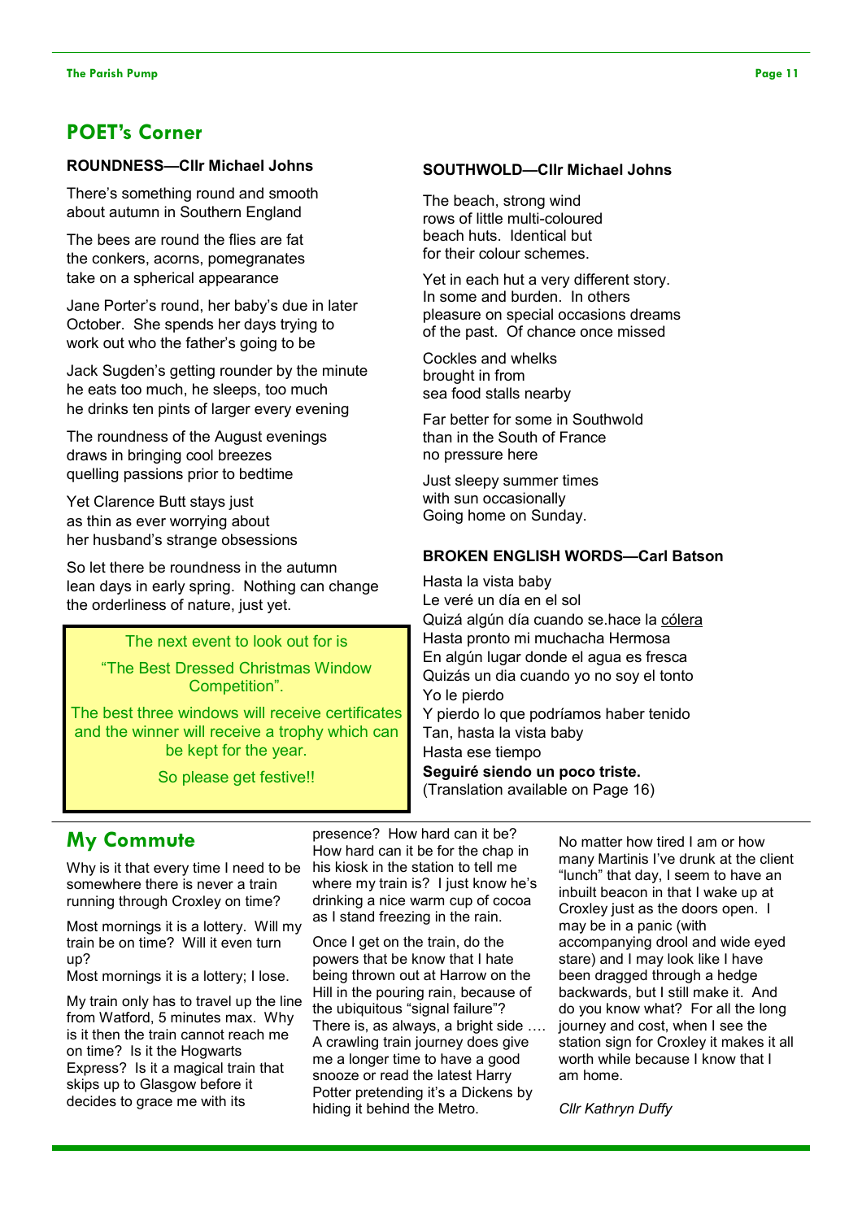## POET's Corner

**ROUNDNESS—Cllr Michael Johns**

There's something round and smooth
about autumn in Southern England

The bees are round the flies are fat
the conkers, acorns, pomegranates
take on a spherical appearance

Jane Porter's round, her baby's due in later
October. She spends her days trying to
work out who the father's going to be

Jack Sugden's getting rounder by the minute
he eats too much, he sleeps, too much
he drinks ten pints of larger every evening

The roundness of the August evenings
draws in bringing cool breezes
quelling passions prior to bedtime

Yet Clarence Butt stays just
as thin as ever worrying about
her husband's strange obsessions

So let there be roundness in the autumn
lean days in early spring. Nothing can change
the orderliness of nature, just yet.

**SOUTHWOLD—Cllr Michael Johns**

The beach, strong wind
rows of little multi-coloured
beach huts. Identical but
for their colour schemes.

Yet in each hut a very different story.
In some and burden. In others
pleasure on special occasions dreams
of the past. Of chance once missed

Cockles and whelks
brought in from
sea food stalls nearby

Far better for some in Southwold
than in the South of France
no pressure here

Just sleepy summer times
with sun occasionally
Going home on Sunday.

**BROKEN ENGLISH WORDS—Carl Batson**

Hasta la vista baby
Le veré un día en el sol
Quizá algún día cuando se.hace la cólera
Hasta pronto mi muchacha Hermosa
En algún lugar donde el agua es fresca
Quizás un dia cuando yo no soy el tonto
Yo le pierdo
Y pierdo lo que podríamos haber tenido
Tan, hasta la vista baby
Hasta ese tiempo
**Seguiré siendo un poco triste.**
(Translation available on Page 16)

> The next event to look out for is
>
> "The Best Dressed Christmas Window Competition".
>
> The best three windows will receive certificates and the winner will receive a trophy which can be kept for the year.
>
> So please get festive!!

## My Commute

Why is it that every time I need to be somewhere there is never a train running through Croxley on time?

Most mornings it is a lottery. Will my train be on time? Will it even turn up?
Most mornings it is a lottery; I lose.

My train only has to travel up the line from Watford, 5 minutes max. Why is it then the train cannot reach me on time? Is it the Hogwarts Express? Is it a magical train that skips up to Glasgow before it decides to grace me with its presence? How hard can it be? How hard can it be for the chap in his kiosk in the station to tell me where my train is? I just know he's drinking a nice warm cup of cocoa as I stand freezing in the rain.

Once I get on the train, do the powers that be know that I hate being thrown out at Harrow on the Hill in the pouring rain, because of the ubiquitous "signal failure"? There is, as always, a bright side …. A crawling train journey does give me a longer time to have a good snooze or read the latest Harry Potter pretending it's a Dickens by hiding it behind the Metro.

No matter how tired I am or how many Martinis I've drunk at the client "lunch" that day, I seem to have an inbuilt beacon in that I wake up at Croxley just as the doors open. I may be in a panic (with accompanying drool and wide eyed stare) and I may look like I have been dragged through a hedge backwards, but I still make it. And do you know what? For all the long journey and cost, when I see the station sign for Croxley it makes it all worth while because I know that I am home.

*Cllr Kathryn Duffy*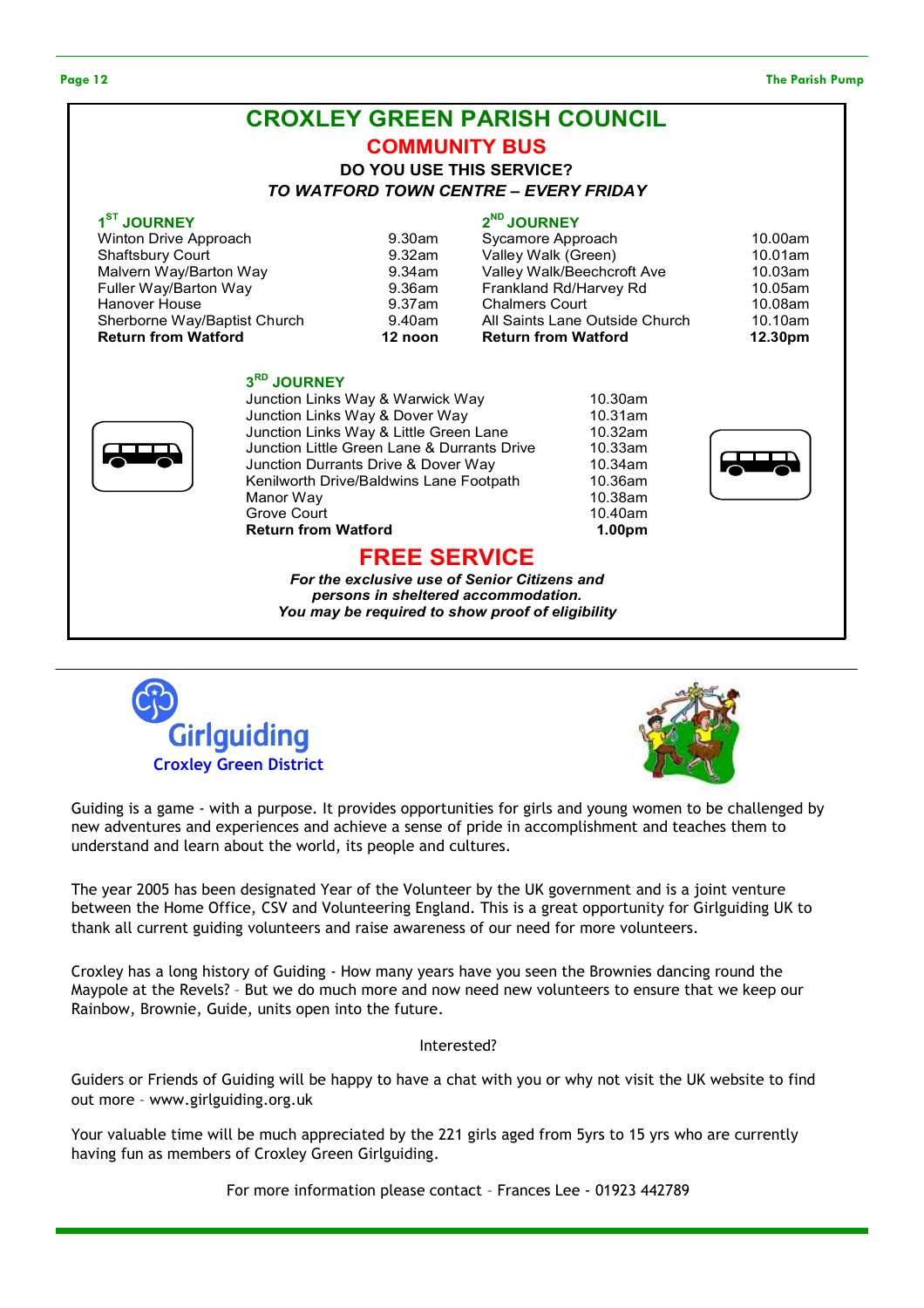# CROXLEY GREEN PARISH COUNCIL

## COMMUNITY BUS

**DO YOU USE THIS SERVICE?**

***TO WATFORD TOWN CENTRE – EVERY FRIDAY***

### 1ST JOURNEY

| Stop | Time |
|---|---|
| Winton Drive Approach | 9.30am |
| Shaftsbury Court | 9.32am |
| Malvern Way/Barton Way | 9.34am |
| Fuller Way/Barton Way | 9.36am |
| Hanover House | 9.37am |
| Sherborne Way/Baptist Church | 9.40am |
| **Return from Watford** | **12 noon** |

### 2ND JOURNEY

| Stop | Time |
|---|---|
| Sycamore Approach | 10.00am |
| Valley Walk (Green) | 10.01am |
| Valley Walk/Beechcroft Ave | 10.03am |
| Frankland Rd/Harvey Rd | 10.05am |
| Chalmers Court | 10.08am |
| All Saints Lane Outside Church | 10.10am |
| **Return from Watford** | **12.30pm** |

### 3RD JOURNEY

| Stop | Time |
|---|---|
| Junction Links Way & Warwick Way | 10.30am |
| Junction Links Way & Dover Way | 10.31am |
| Junction Links Way & Little Green Lane | 10.32am |
| Junction Little Green Lane & Durrants Drive | 10.33am |
| Junction Durrants Drive & Dover Way | 10.34am |
| Kenilworth Drive/Baldwins Lane Footpath | 10.36am |
| Manor Way | 10.38am |
| Grove Court | 10.40am |
| **Return from Watford** | **1.00pm** |

## FREE SERVICE

***For the exclusive use of Senior Citizens and persons in sheltered accommodation.***
***You may be required to show proof of eligibility***

---

## Girlguiding
**Croxley Green District**

Guiding is a game - with a purpose. It provides opportunities for girls and young women to be challenged by new adventures and experiences and achieve a sense of pride in accomplishment and teaches them to understand and learn about the world, its people and cultures.

The year 2005 has been designated Year of the Volunteer by the UK government and is a joint venture between the Home Office, CSV and Volunteering England. This is a great opportunity for Girlguiding UK to thank all current guiding volunteers and raise awareness of our need for more volunteers.

Croxley has a long history of Guiding - How many years have you seen the Brownies dancing round the Maypole at the Revels? – But we do much more and now need new volunteers to ensure that we keep our Rainbow, Brownie, Guide, units open into the future.

Interested?

Guiders or Friends of Guiding will be happy to have a chat with you or why not visit the UK website to find out more – www.girlguiding.org.uk

Your valuable time will be much appreciated by the 221 girls aged from 5yrs to 15 yrs who are currently having fun as members of Croxley Green Girlguiding.

For more information please contact – Frances Lee - 01923 442789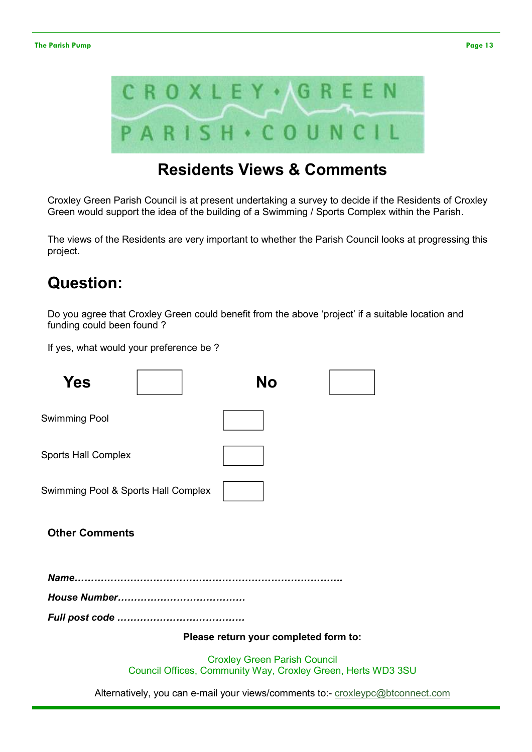CROXLEY • GREEN PARISH • COUNCIL

# Residents Views & Comments

Croxley Green Parish Council is at present undertaking a survey to decide if the Residents of Croxley Green would support the idea of the building of a Swimming / Sports Complex within the Parish.

The views of the Residents are very important to whether the Parish Council looks at progressing this project.

## Question:

Do you agree that Croxley Green could benefit from the above 'project' if a suitable location and funding could been found ?

If yes, what would your preference be ?

**Yes** ☐ **No** ☐

Swimming Pool ☐

Sports Hall Complex ☐

Swimming Pool & Sports Hall Complex ☐

**Other Comments**

***Name…………………………………………………………………………***

***House Number…………………………………***

***Full post code …………………………………***

**Please return your completed form to:**

Croxley Green Parish Council
Council Offices, Community Way, Croxley Green, Herts WD3 3SU

Alternatively, you can e-mail your views/comments to:- croxleypc@btconnect.com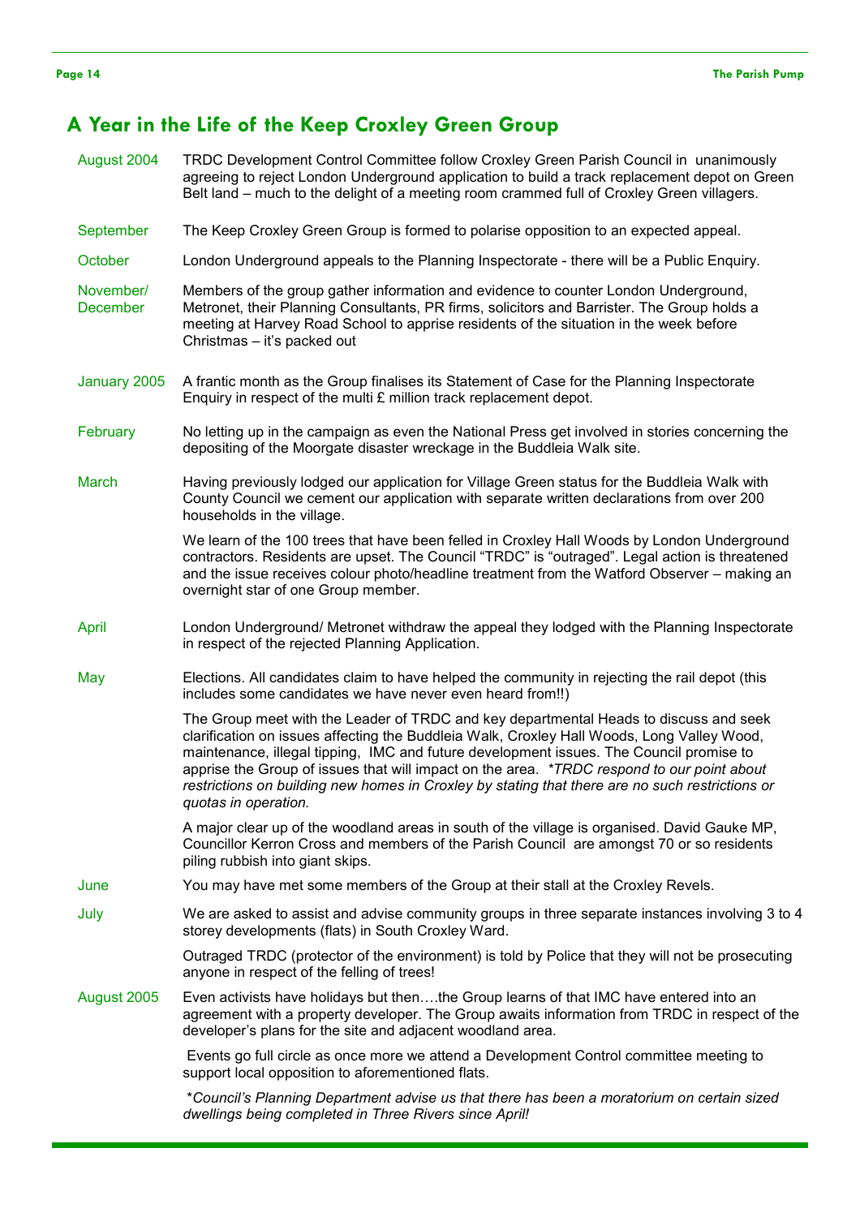## A Year in the Life of the Keep Croxley Green Group

| | |
|---|---|
| August 2004 | TRDC Development Control Committee follow Croxley Green Parish Council in unanimously agreeing to reject London Underground application to build a track replacement depot on Green Belt land – much to the delight of a meeting room crammed full of Croxley Green villagers. |
| September | The Keep Croxley Green Group is formed to polarise opposition to an expected appeal. |
| October | London Underground appeals to the Planning Inspectorate - there will be a Public Enquiry. |
| November/ December | Members of the group gather information and evidence to counter London Underground, Metronet, their Planning Consultants, PR firms, solicitors and Barrister. The Group holds a meeting at Harvey Road School to apprise residents of the situation in the week before Christmas – it's packed out |
| January 2005 | A frantic month as the Group finalises its Statement of Case for the Planning Inspectorate Enquiry in respect of the multi £ million track replacement depot. |
| February | No letting up in the campaign as even the National Press get involved in stories concerning the depositing of the Moorgate disaster wreckage in the Buddleia Walk site. |
| March | Having previously lodged our application for Village Green status for the Buddleia Walk with County Council we cement our application with separate written declarations from over 200 households in the village. |
| | We learn of the 100 trees that have been felled in Croxley Hall Woods by London Underground contractors. Residents are upset. The Council "TRDC" is "outraged". Legal action is threatened and the issue receives colour photo/headline treatment from the Watford Observer – making an overnight star of one Group member. |
| April | London Underground/ Metronet withdraw the appeal they lodged with the Planning Inspectorate in respect of the rejected Planning Application. |
| May | Elections. All candidates claim to have helped the community in rejecting the rail depot (this includes some candidates we have never even heard from!!) |
| | The Group meet with the Leader of TRDC and key departmental Heads to discuss and seek clarification on issues affecting the Buddleia Walk, Croxley Hall Woods, Long Valley Wood, maintenance, illegal tipping, IMC and future development issues. The Council promise to apprise the Group of issues that will impact on the area. **TRDC respond to our point about restrictions on building new homes in Croxley by stating that there are no such restrictions or quotas in operation.* |
| | A major clear up of the woodland areas in south of the village is organised. David Gauke MP, Councillor Kerron Cross and members of the Parish Council are amongst 70 or so residents piling rubbish into giant skips. |
| June | You may have met some members of the Group at their stall at the Croxley Revels. |
| July | We are asked to assist and advise community groups in three separate instances involving 3 to 4 storey developments (flats) in South Croxley Ward. |
| | Outraged TRDC (protector of the environment) is told by Police that they will not be prosecuting anyone in respect of the felling of trees! |
| August 2005 | Even activists have holidays but then….the Group learns of that IMC have entered into an agreement with a property developer. The Group awaits information from TRDC in respect of the developer's plans for the site and adjacent woodland area. |
| | Events go full circle as once more we attend a Development Control committee meeting to support local opposition to aforementioned flats. |
| | **Council's Planning Department advise us that there has been a moratorium on certain sized dwellings being completed in Three Rivers since April!* |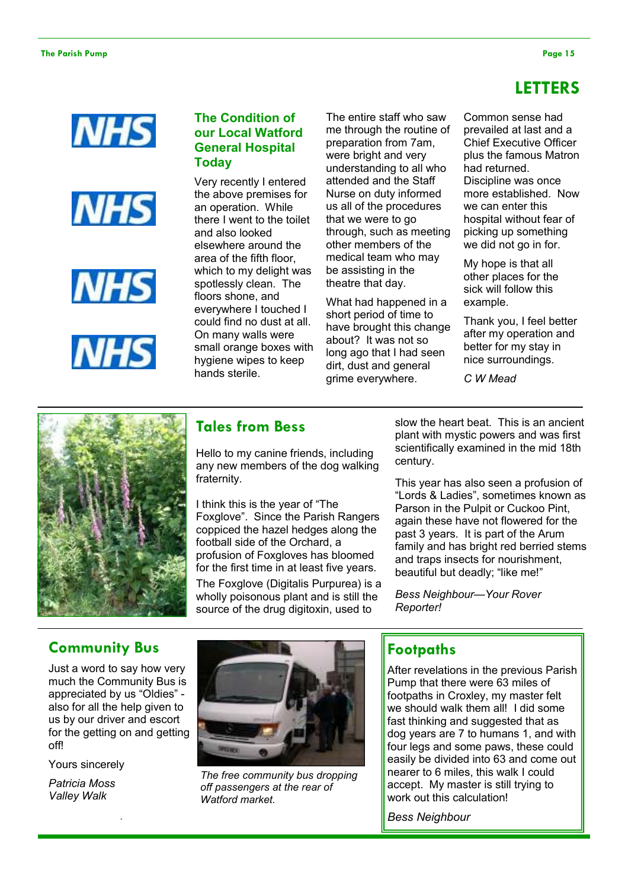## LETTERS

### The Condition of our Local Watford General Hospital Today

Very recently I entered the above premises for an operation. While there I went to the toilet and also looked elsewhere around the area of the fifth floor, which to my delight was spotlessly clean. The floors shone, and everywhere I touched I could find no dust at all. On many walls were small orange boxes with hygiene wipes to keep hands sterile.

The entire staff who saw me through the routine of preparation from 7am, were bright and very understanding to all who attended and the Staff Nurse on duty informed us all of the procedures that we were to go through, such as meeting other members of the medical team who may be assisting in the theatre that day.

What had happened in a short period of time to have brought this change about? It was not so long ago that I had seen dirt, dust and general grime everywhere.

Common sense had prevailed at last and a Chief Executive Officer plus the famous Matron had returned. Discipline was once more established. Now we can enter this hospital without fear of picking up something we did not go in for.

My hope is that all other places for the sick will follow this example.

Thank you, I feel better after my operation and better for my stay in nice surroundings.

*C W Mead*

### Tales from Bess

Hello to my canine friends, including any new members of the dog walking fraternity.

I think this is the year of "The Foxglove". Since the Parish Rangers coppiced the hazel hedges along the football side of the Orchard, a profusion of Foxgloves has bloomed for the first time in at least five years.

The Foxglove (Digitalis Purpurea) is a wholly poisonous plant and is still the source of the drug digitoxin, used to slow the heart beat. This is an ancient plant with mystic powers and was first scientifically examined in the mid 18th century.

This year has also seen a profusion of "Lords & Ladies", sometimes known as Parson in the Pulpit or Cuckoo Pint, again these have not flowered for the past 3 years. It is part of the Arum family and has bright red berried stems and traps insects for nourishment, beautiful but deadly; "like me!"

*Bess Neighbour—Your Rover Reporter!*

### Community Bus

Just a word to say how very much the Community Bus is appreciated by us "Oldies" - also for all the help given to us by our driver and escort for the getting on and getting off!

Yours sincerely

*Patricia Moss*
*Valley Walk*

*The free community bus dropping off passengers at the rear of Watford market.*

### Footpaths

After revelations in the previous Parish Pump that there were 63 miles of footpaths in Croxley, my master felt we should walk them all! I did some fast thinking and suggested that as dog years are 7 to humans 1, and with four legs and some paws, these could easily be divided into 63 and come out nearer to 6 miles, this walk I could accept. My master is still trying to work out this calculation!

*Bess Neighbour*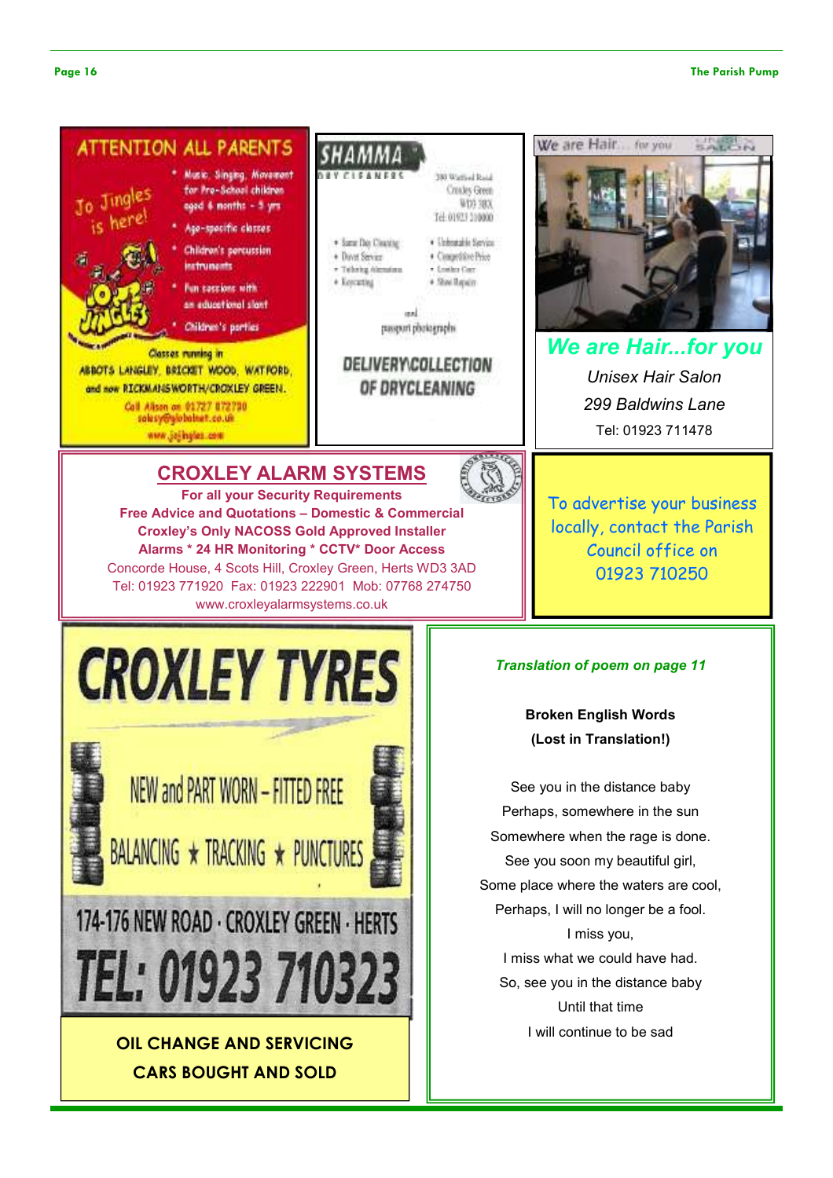## ATTENTION ALL PARENTS

Jo Jingles is here!

- Music, Singing, Movement for Pre-School children aged 6 months - 5 yrs
- Age-specific classes
- Children's percussion instruments
- Fun sessions with an educational slant
- Children's parties

Classes running in ABBOTS LANGLEY, BRICKET WOOD, WATFORD, and now RICKMANSWORTH/CROXLEY GREEN.

Call Alison on 01727 872790
saleuy@globalnet.co.uk
www.jojingles.com

## SHAMMA DRY CLEANERS

380 Watford Road
Croxley Green
WD3 3BX
Tel: 01923 210000

- Same Day Cleaning
- Duvet Service
- Tailoring Alterations
- Key cutting
- Unbeatable Service
- Competitive Price
- Leather Care
- Shoe Repairs

and passport photographs

DELIVERY\COLLECTION OF DRYCLEANING

## We are Hair...for you

*Unisex Hair Salon*

*299 Baldwins Lane*

Tel: 01923 711478

## CROXLEY ALARM SYSTEMS

**For all your Security Requirements**

**Free Advice and Quotations – Domestic & Commercial**

**Croxley's Only NACOSS Gold Approved Installer**

**Alarms * 24 HR Monitoring * CCTV* Door Access**

Concorde House, 4 Scots Hill, Croxley Green, Herts WD3 3AD
Tel: 01923 771920 Fax: 01923 222901 Mob: 07768 274750
www.croxleyalarmsystems.co.uk

To advertise your business locally, contact the Parish Council office on 01923 710250

## CROXLEY TYRES

NEW and PART WORN – FITTED FREE

BALANCING ★ TRACKING ★ PUNCTURES

174-176 NEW ROAD · CROXLEY GREEN · HERTS

TEL: 01923 710323

**OIL CHANGE AND SERVICING**

**CARS BOUGHT AND SOLD**

***Translation of poem on page 11***

**Broken English Words**
**(Lost in Translation!)**

See you in the distance baby
Perhaps, somewhere in the sun
Somewhere when the rage is done.
See you soon my beautiful girl,
Some place where the waters are cool,
Perhaps, I will no longer be a fool.
I miss you,
I miss what we could have had.
So, see you in the distance baby
Until that time
I will continue to be sad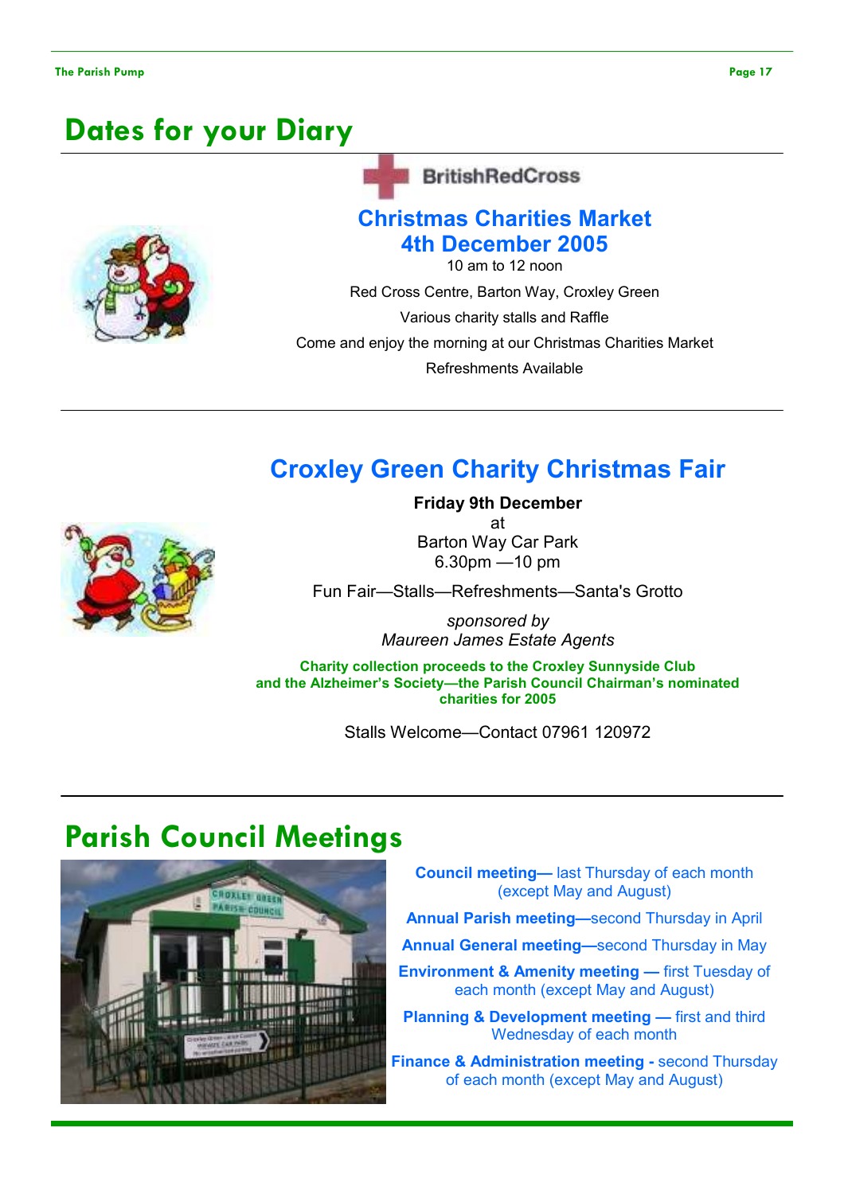# Dates for your Diary

BritishRedCross

## Christmas Charities Market
## 4th December 2005

10 am to 12 noon

Red Cross Centre, Barton Way, Croxley Green

Various charity stalls and Raffle

Come and enjoy the morning at our Christmas Charities Market

Refreshments Available

---

## Croxley Green Charity Christmas Fair

**Friday 9th December**
at
Barton Way Car Park
6.30pm —10 pm

Fun Fair—Stalls—Refreshments—Santa's Grotto

*sponsored by*
*Maureen James Estate Agents*

**Charity collection proceeds to the Croxley Sunnyside Club and the Alzheimer's Society—the Parish Council Chairman's nominated charities for 2005**

Stalls Welcome—Contact 07961 120972

---

# Parish Council Meetings

**Council meeting—** last Thursday of each month (except May and August)

**Annual Parish meeting—**second Thursday in April

**Annual General meeting—**second Thursday in May

**Environment & Amenity meeting —** first Tuesday of each month (except May and August)

**Planning & Development meeting —** first and third Wednesday of each month

**Finance & Administration meeting -** second Thursday of each month (except May and August)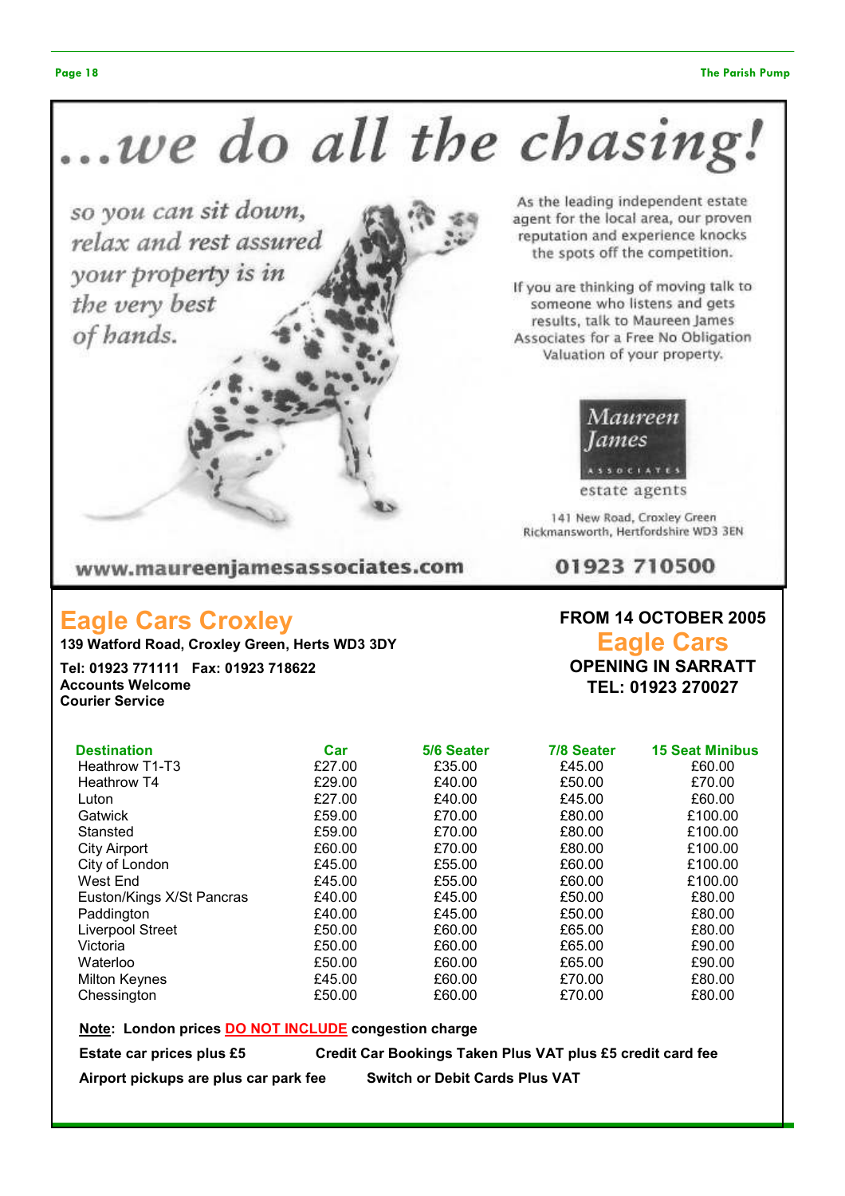# ...we do all the chasing!

*so you can sit down, relax and rest assured your property is in the very best of hands.*

As the leading independent estate agent for the local area, our proven reputation and experience knocks the spots off the competition.

If you are thinking of moving talk to someone who listens and gets results, talk to Maureen James Associates for a Free No Obligation Valuation of your property.

Maureen James
ASSOCIATES
estate agents

141 New Road, Croxley Green
Rickmansworth, Hertfordshire WD3 3EN

www.maureenjamesassociates.com

01923 710500

## Eagle Cars Croxley

**139 Watford Road, Croxley Green, Herts WD3 3DY**

**Tel: 01923 771111 Fax: 01923 718622**
**Accounts Welcome**
**Courier Service**

**FROM 14 OCTOBER 2005**
## Eagle Cars
**OPENING IN SARRATT**
**TEL: 01923 270027**

| Destination | Car | 5/6 Seater | 7/8 Seater | 15 Seat Minibus |
|---|---|---|---|---|
| Heathrow T1-T3 | £27.00 | £35.00 | £45.00 | £60.00 |
| Heathrow T4 | £29.00 | £40.00 | £50.00 | £70.00 |
| Luton | £27.00 | £40.00 | £45.00 | £60.00 |
| Gatwick | £59.00 | £70.00 | £80.00 | £100.00 |
| Stansted | £59.00 | £70.00 | £80.00 | £100.00 |
| City Airport | £60.00 | £70.00 | £80.00 | £100.00 |
| City of London | £45.00 | £55.00 | £60.00 | £100.00 |
| West End | £45.00 | £55.00 | £60.00 | £100.00 |
| Euston/Kings X/St Pancras | £40.00 | £45.00 | £50.00 | £80.00 |
| Paddington | £40.00 | £45.00 | £50.00 | £80.00 |
| Liverpool Street | £50.00 | £60.00 | £65.00 | £80.00 |
| Victoria | £50.00 | £60.00 | £65.00 | £90.00 |
| Waterloo | £50.00 | £60.00 | £65.00 | £90.00 |
| Milton Keynes | £45.00 | £60.00 | £70.00 | £80.00 |
| Chessington | £50.00 | £60.00 | £70.00 | £80.00 |

**Note: London prices DO NOT INCLUDE congestion charge**

**Estate car prices plus £5**

**Credit Car Bookings Taken Plus VAT plus £5 credit card fee**

**Airport pickups are plus car park fee**

**Switch or Debit Cards Plus VAT**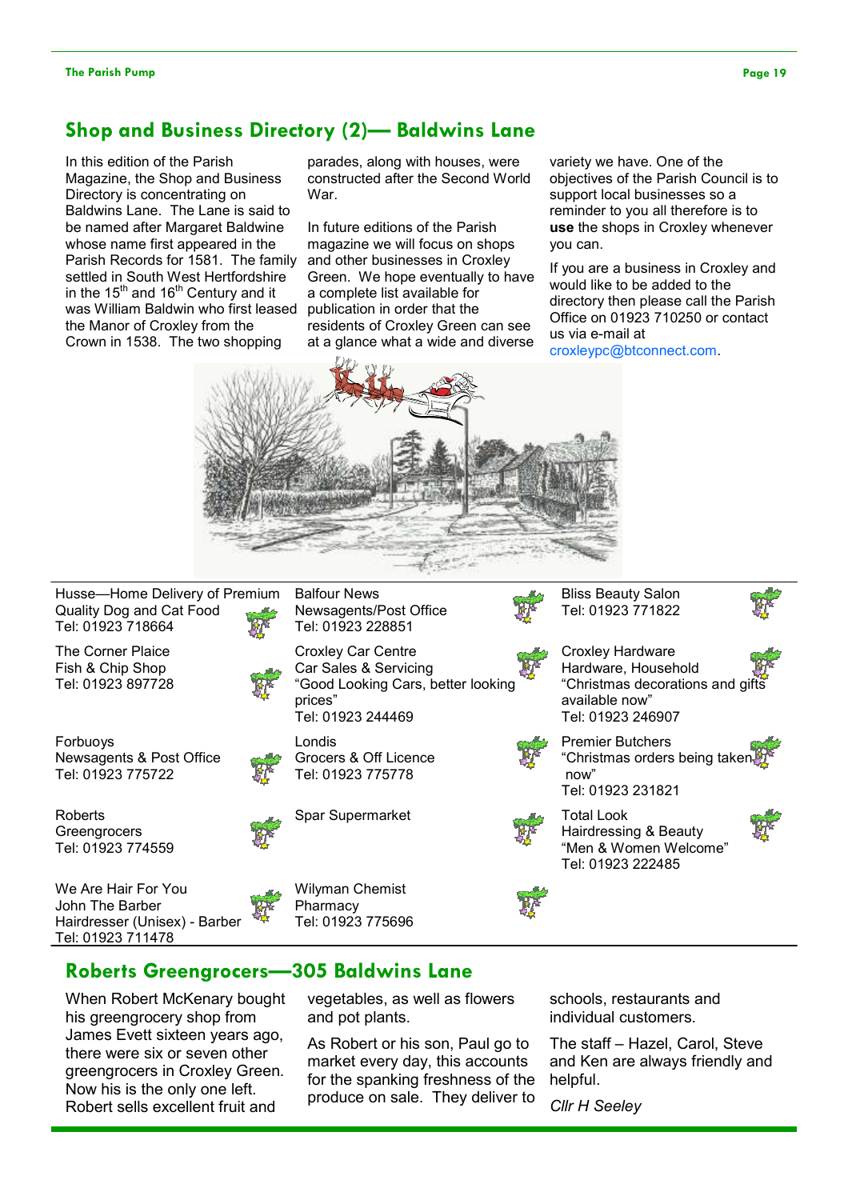## Shop and Business Directory (2)— Baldwins Lane

In this edition of the Parish Magazine, the Shop and Business Directory is concentrating on Baldwins Lane. The Lane is said to be named after Margaret Baldwine whose name first appeared in the Parish Records for 1581. The family settled in South West Hertfordshire in the 15th and 16th Century and it was William Baldwin who first leased the Manor of Croxley from the Crown in 1538. The two shopping parades, along with houses, were constructed after the Second World War.

In future editions of the Parish magazine we will focus on shops and other businesses in Croxley Green. We hope eventually to have a complete list available for publication in order that the residents of Croxley Green can see at a glance what a wide and diverse variety we have. One of the objectives of the Parish Council is to support local businesses so a reminder to you all therefore is to **use** the shops in Croxley whenever you can.

If you are a business in Croxley and would like to be added to the directory then please call the Parish Office on 01923 710250 or contact us via e-mail at croxleypc@btconnect.com.

Husse—Home Delivery of Premium Quality Dog and Cat Food
Tel: 01923 718664

The Corner Plaice
Fish & Chip Shop
Tel: 01923 897728

Forbuoys
Newsagents & Post Office
Tel: 01923 775722

Roberts
Greengrocers
Tel: 01923 774559

We Are Hair For You
John The Barber
Hairdresser (Unisex) - Barber
Tel: 01923 711478

Balfour News
Newsagents/Post Office
Tel: 01923 228851

Croxley Car Centre
Car Sales & Servicing
"Good Looking Cars, better looking prices"
Tel: 01923 244469

Londis
Grocers & Off Licence
Tel: 01923 775778

Spar Supermarket

Wilyman Chemist
Pharmacy
Tel: 01923 775696

Bliss Beauty Salon
Tel: 01923 771822

Croxley Hardware
Hardware, Household
"Christmas decorations and gifts available now"
Tel: 01923 246907

Premier Butchers
"Christmas orders being taken now"
Tel: 01923 231821

Total Look
Hairdressing & Beauty
"Men & Women Welcome"
Tel: 01923 222485

## Roberts Greengrocers—305 Baldwins Lane

When Robert McKenary bought his greengrocery shop from James Evett sixteen years ago, there were six or seven other greengrocers in Croxley Green. Now his is the only one left. Robert sells excellent fruit and vegetables, as well as flowers and pot plants.

As Robert or his son, Paul go to market every day, this accounts for the spanking freshness of the produce on sale. They deliver to schools, restaurants and individual customers.

The staff – Hazel, Carol, Steve and Ken are always friendly and helpful.

*Cllr H Seeley*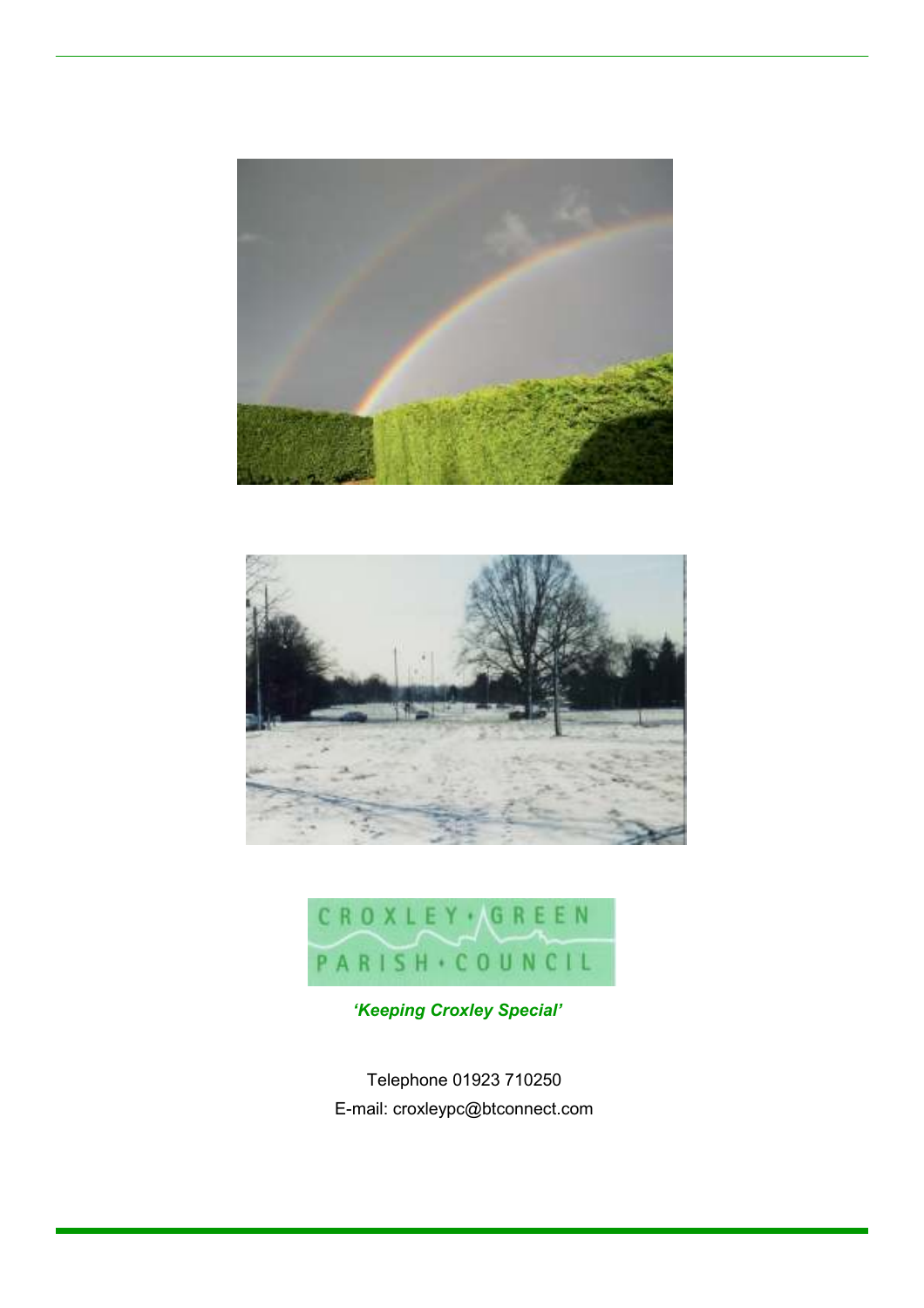*'Keeping Croxley Special'*

Telephone 01923 710250

E-mail: croxleypc@btconnect.com